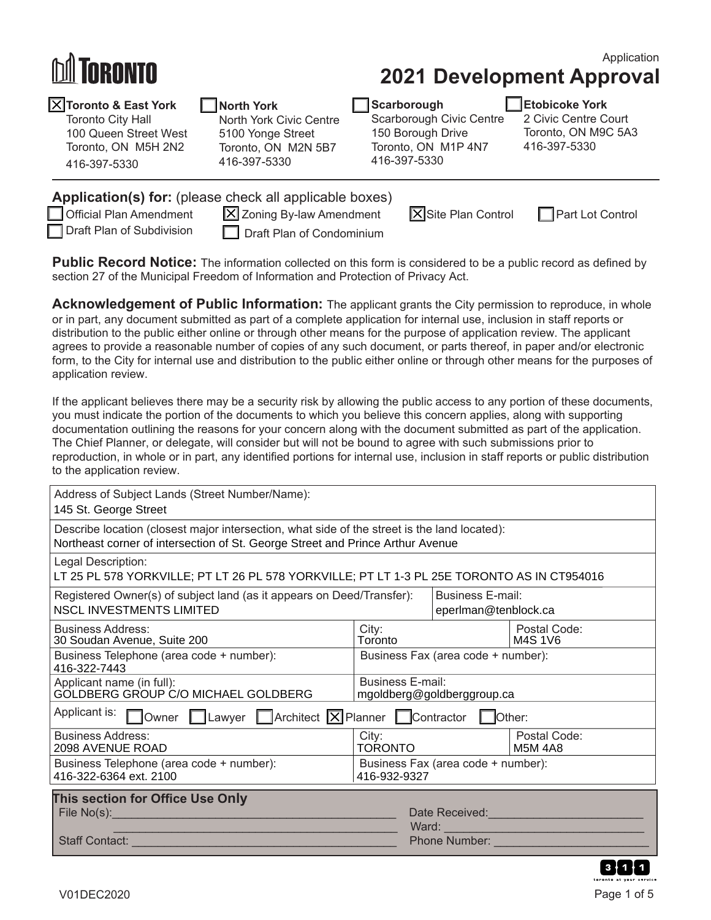TORONTO

Application

# 2021 Development Approval

- [x] **Toronto & East York**
  Toronto City Hall
  100 Queen Street West
  Toronto, ON M5H 2N2
  416-397-5330
- [ ] **North York**
  North York Civic Centre
  5100 Yonge Street
  Toronto, ON M2N 5B7
  416-397-5330
- [ ] **Scarborough**
  Scarborough Civic Centre
  150 Borough Drive
  Toronto, ON M1P 4N7
  416-397-5330
- [ ] **Etobicoke York**
  2 Civic Centre Court
  Toronto, ON M9C 5A3
  416-397-5330

## Application(s) for: (please check all applicable boxes)

- [ ] Official Plan Amendment
- [x] Zoning By-law Amendment
- [x] Site Plan Control
- [ ] Part Lot Control
- [ ] Draft Plan of Subdivision
- [ ] Draft Plan of Condominium

**Public Record Notice:** The information collected on this form is considered to be a public record as defined by section 27 of the Municipal Freedom of Information and Protection of Privacy Act.

**Acknowledgement of Public Information:** The applicant grants the City permission to reproduce, in whole or in part, any document submitted as part of a complete application for internal use, inclusion in staff reports or distribution to the public either online or through other means for the purpose of application review. The applicant agrees to provide a reasonable number of copies of any such document, or parts thereof, in paper and/or electronic form, to the City for internal use and distribution to the public either online or through other means for the purposes of application review.

If the applicant believes there may be a security risk by allowing the public access to any portion of these documents, you must indicate the portion of the documents to which you believe this concern applies, along with supporting documentation outlining the reasons for your concern along with the document submitted as part of the application. The Chief Planner, or delegate, will consider but will not be bound to agree with such submissions prior to reproduction, in whole or in part, any identified portions for internal use, inclusion in staff reports or public distribution to the application review.

| | | |
|---|---|---|
| Address of Subject Lands (Street Number/Name): 145 St. George Street | | |
| Describe location (closest major intersection, what side of the street is the land located): Northeast corner of intersection of St. George Street and Prince Arthur Avenue | | |
| Legal Description: LT 25 PL 578 YORKVILLE; PT LT 26 PL 578 YORKVILLE; PT LT 1-3 PL 25E TORONTO AS IN CT954016 | | |
| Registered Owner(s) of subject land (as it appears on Deed/Transfer): NSCL INVESTMENTS LIMITED | Business E-mail: eperlman@tenblock.ca | |
| Business Address: 30 Soudan Avenue, Suite 200 | City: Toronto | Postal Code: M4S 1V6 |
| Business Telephone (area code + number): 416-322-7443 | Business Fax (area code + number): | |
| Applicant name (in full): GOLDBERG GROUP C/O MICHAEL GOLDBERG | Business E-mail: mgoldberg@goldberggroup.ca | |
| Applicant is: [ ] Owner [ ] Lawyer [ ] Architect [x] Planner [ ] Contractor [ ] Other: | | |
| Business Address: 2098 AVENUE ROAD | City: TORONTO | Postal Code: M5M 4A8 |
| Business Telephone (area code + number): 416-322-6364 ext. 2100 | Business Fax (area code + number): 416-932-9327 | |

**This section for Office Use Only**

File No(s):______________________ Date Received:______________________

______________________ Ward: ______________________

Staff Contact: ______________________ Phone Number: ______________________

V01DEC2020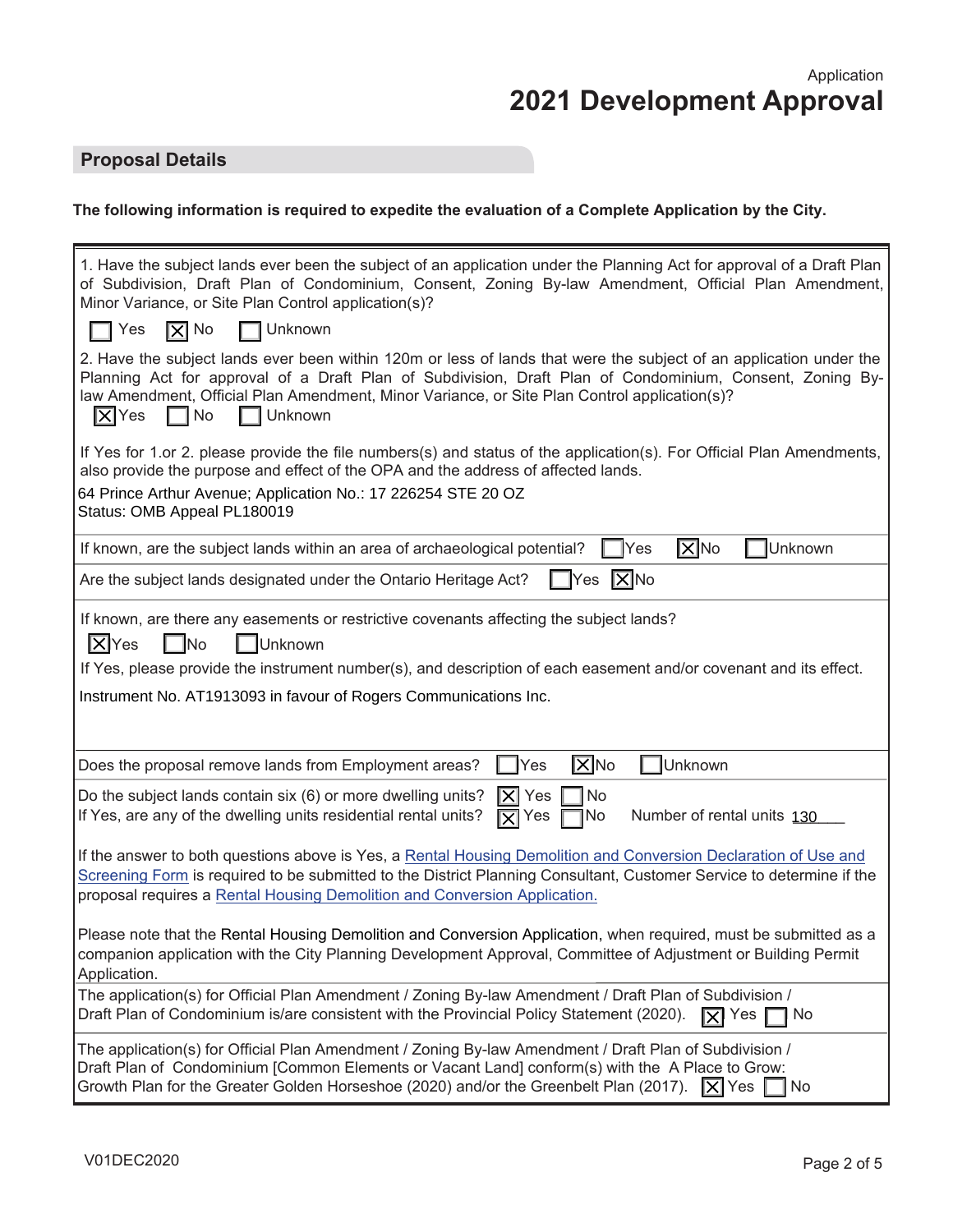Application

# 2021 Development Approval

## Proposal Details

**The following information is required to expedite the evaluation of a Complete Application by the City.**

1. Have the subject lands ever been the subject of an application under the Planning Act for approval of a Draft Plan of Subdivision, Draft Plan of Condominium, Consent, Zoning By-law Amendment, Official Plan Amendment, Minor Variance, or Site Plan Control application(s)?

☐ Yes ☒ No ☐ Unknown

2. Have the subject lands ever been within 120m or less of lands that were the subject of an application under the Planning Act for approval of a Draft Plan of Subdivision, Draft Plan of Condominium, Consent, Zoning By-law Amendment, Official Plan Amendment, Minor Variance, or Site Plan Control application(s)?

☒ Yes ☐ No ☐ Unknown

If Yes for 1.or 2. please provide the file numbers(s) and status of the application(s). For Official Plan Amendments, also provide the purpose and effect of the OPA and the address of affected lands.

64 Prince Arthur Avenue; Application No.: 17 226254 STE 20 OZ
Status: OMB Appeal PL180019

If known, are the subject lands within an area of archaeological potential? ☐ Yes ☒ No ☐ Unknown

Are the subject lands designated under the Ontario Heritage Act? ☐ Yes ☒ No

If known, are there any easements or restrictive covenants affecting the subject lands?

☒ Yes ☐ No ☐ Unknown

If Yes, please provide the instrument number(s), and description of each easement and/or covenant and its effect.

Instrument No. AT1913093 in favour of Rogers Communications Inc.

Does the proposal remove lands from Employment areas? ☐ Yes ☒ No ☐ Unknown

Do the subject lands contain six (6) or more dwelling units? ☒ Yes ☐ No
If Yes, are any of the dwelling units residential rental units? ☒ Yes ☐ No Number of rental units 130

If the answer to both questions above is Yes, a Rental Housing Demolition and Conversion Declaration of Use and Screening Form is required to be submitted to the District Planning Consultant, Customer Service to determine if the proposal requires a Rental Housing Demolition and Conversion Application.

Please note that the Rental Housing Demolition and Conversion Application, when required, must be submitted as a companion application with the City Planning Development Approval, Committee of Adjustment or Building Permit Application.

The application(s) for Official Plan Amendment / Zoning By-law Amendment / Draft Plan of Subdivision / Draft Plan of Condominium is/are consistent with the Provincial Policy Statement (2020). ☒ Yes ☐ No

The application(s) for Official Plan Amendment / Zoning By-law Amendment / Draft Plan of Subdivision / Draft Plan of Condominium [Common Elements or Vacant Land] conform(s) with the A Place to Grow: Growth Plan for the Greater Golden Horseshoe (2020) and/or the Greenbelt Plan (2017). ☒ Yes ☐ No

V01DEC2020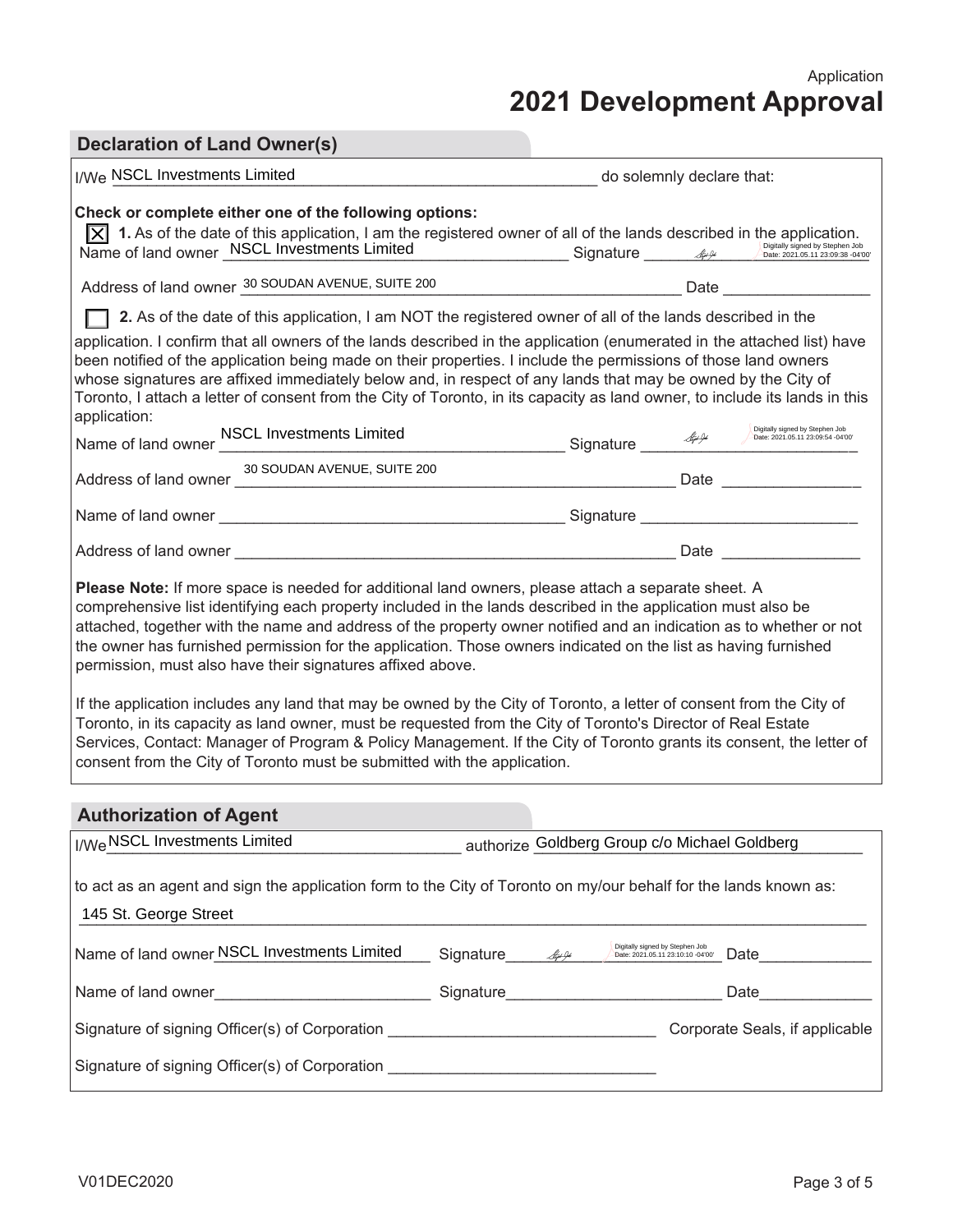Application

# 2021 Development Approval

## Declaration of Land Owner(s)

I/We NSCL Investments Limited do solemnly declare that:

**Check or complete either one of the following options:**

☒ **1.** As of the date of this application, I am the registered owner of all of the lands described in the application.

Name of land owner NSCL Investments Limited Signature (Digitally signed by Stephen Job Date: 2021.05.11 23:09:38 -04'00')

Address of land owner 30 SOUDAN AVENUE, SUITE 200 Date ________________

☐ **2.** As of the date of this application, I am NOT the registered owner of all of the lands described in the application. I confirm that all owners of the lands described in the application (enumerated in the attached list) have been notified of the application being made on their properties. I include the permissions of those land owners whose signatures are affixed immediately below and, in respect of any lands that may be owned by the City of Toronto, I attach a letter of consent from the City of Toronto, in its capacity as land owner, to include its lands in this application:

Name of land owner NSCL Investments Limited Signature (Digitally signed by Stephen Job Date: 2021.05.11 23:09:54 -04'00')

Address of land owner 30 SOUDAN AVENUE, SUITE 200 Date ________________

Name of land owner ________________ Signature ________________

Address of land owner ________________ Date ________________

**Please Note:** If more space is needed for additional land owners, please attach a separate sheet. A comprehensive list identifying each property included in the lands described in the application must also be attached, together with the name and address of the property owner notified and an indication as to whether or not the owner has furnished permission for the application. Those owners indicated on the list as having furnished permission, must also have their signatures affixed above.

If the application includes any land that may be owned by the City of Toronto, a letter of consent from the City of Toronto, in its capacity as land owner, must be requested from the City of Toronto's Director of Real Estate Services, Contact: Manager of Program & Policy Management. If the City of Toronto grants its consent, the letter of consent from the City of Toronto must be submitted with the application.

## Authorization of Agent

I/We NSCL Investments Limited authorize Goldberg Group c/o Michael Goldberg

to act as an agent and sign the application form to the City of Toronto on my/our behalf for the lands known as:

145 St. George Street

Name of land owner NSCL Investments Limited Signature (Digitally signed by Stephen Job Date: 2021.05.11 23:10:10 -04'00') Date ____________

Name of land owner ________________ Signature ________________ Date ____________

Signature of signing Officer(s) of Corporation ________________ Corporate Seals, if applicable

Signature of signing Officer(s) of Corporation ________________

V01DEC2020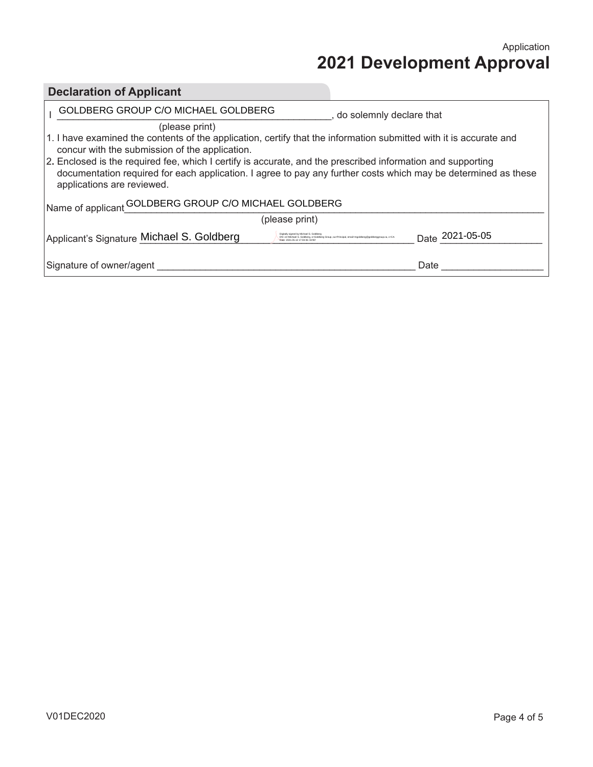Application

# 2021 Development Approval

## Declaration of Applicant

I GOLDBERG GROUP C/O MICHAEL GOLDBERG, do solemnly declare that

(please print)

1. I have examined the contents of the application, certify that the information submitted with it is accurate and concur with the submission of the application.
2. Enclosed is the required fee, which I certify is accurate, and the prescribed information and supporting documentation required for each application. I agree to pay any further costs which may be determined as these applications are reviewed.

Name of applicant GOLDBERG GROUP C/O MICHAEL GOLDBERG

(please print)

Applicant's Signature Michael S. Goldberg Date 2021-05-05

Signature of owner/agent ____________________ Date ____________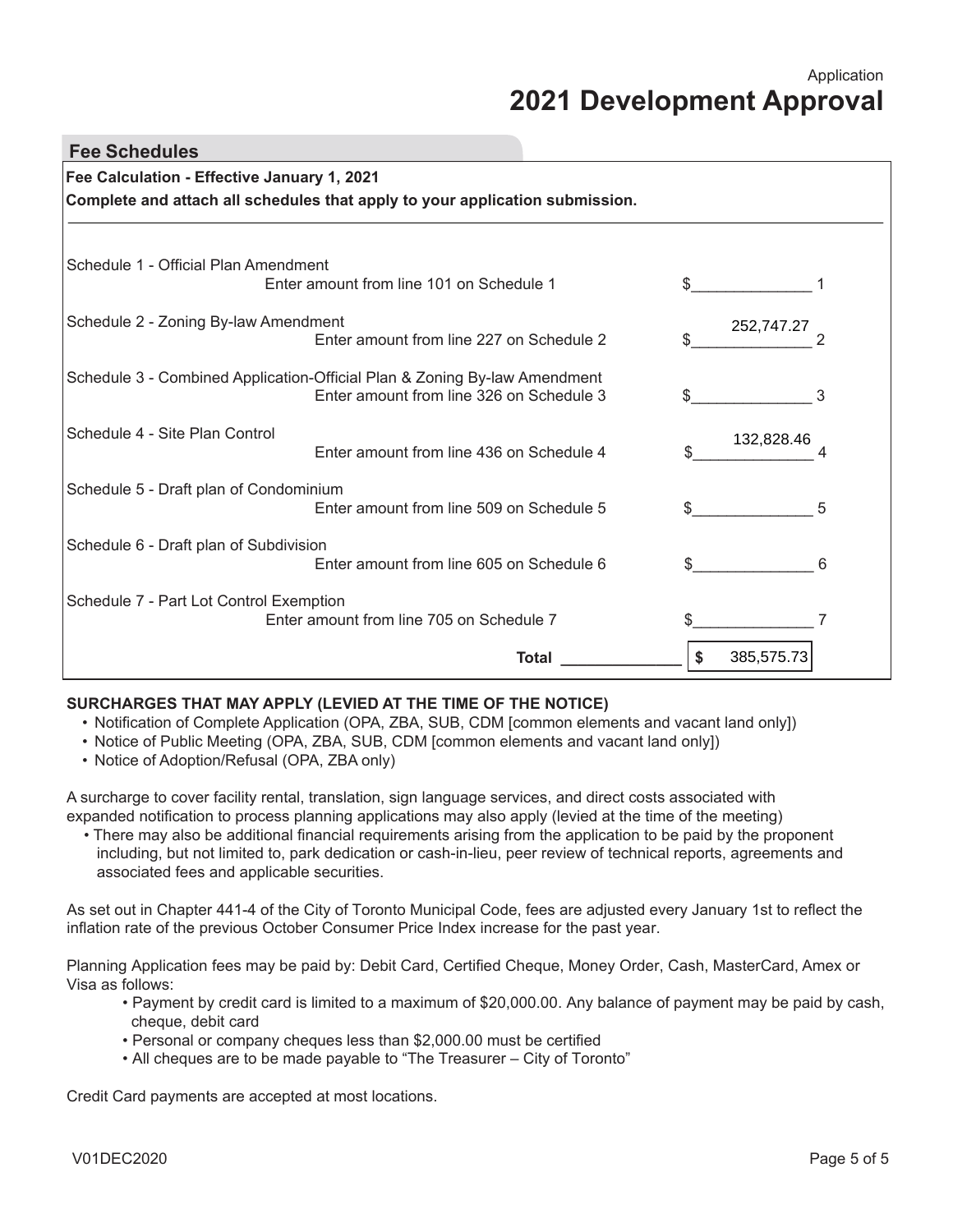Application

# 2021 Development Approval

## Fee Schedules

**Fee Calculation - Effective January 1, 2021**

**Complete and attach all schedules that apply to your application submission.**

| | | |
|---|---|---|
| Schedule 1 - Official Plan Amendment<br>Enter amount from line 101 on Schedule 1 | $ | 1 |
| Schedule 2 - Zoning By-law Amendment<br>Enter amount from line 227 on Schedule 2 | $ 252,747.27 | 2 |
| Schedule 3 - Combined Application-Official Plan & Zoning By-law Amendment<br>Enter amount from line 326 on Schedule 3 | $ | 3 |
| Schedule 4 - Site Plan Control<br>Enter amount from line 436 on Schedule 4 | $ 132,828.46 | 4 |
| Schedule 5 - Draft plan of Condominium<br>Enter amount from line 509 on Schedule 5 | $ | 5 |
| Schedule 6 - Draft plan of Subdivision<br>Enter amount from line 605 on Schedule 6 | $ | 6 |
| Schedule 7 - Part Lot Control Exemption<br>Enter amount from line 705 on Schedule 7 | $ | 7 |
| **Total** | **$** 385,575.73 | |

**SURCHARGES THAT MAY APPLY (LEVIED AT THE TIME OF THE NOTICE)**

- Notification of Complete Application (OPA, ZBA, SUB, CDM [common elements and vacant land only])
- Notice of Public Meeting (OPA, ZBA, SUB, CDM [common elements and vacant land only])
- Notice of Adoption/Refusal (OPA, ZBA only)

A surcharge to cover facility rental, translation, sign language services, and direct costs associated with expanded notification to process planning applications may also apply (levied at the time of the meeting)

- There may also be additional financial requirements arising from the application to be paid by the proponent including, but not limited to, park dedication or cash-in-lieu, peer review of technical reports, agreements and associated fees and applicable securities.

As set out in Chapter 441-4 of the City of Toronto Municipal Code, fees are adjusted every January 1st to reflect the inflation rate of the previous October Consumer Price Index increase for the past year.

Planning Application fees may be paid by: Debit Card, Certified Cheque, Money Order, Cash, MasterCard, Amex or Visa as follows:

- Payment by credit card is limited to a maximum of $20,000.00. Any balance of payment may be paid by cash, cheque, debit card
- Personal or company cheques less than $2,000.00 must be certified
- All cheques are to be made payable to "The Treasurer – City of Toronto"

Credit Card payments are accepted at most locations.

V01DEC2020